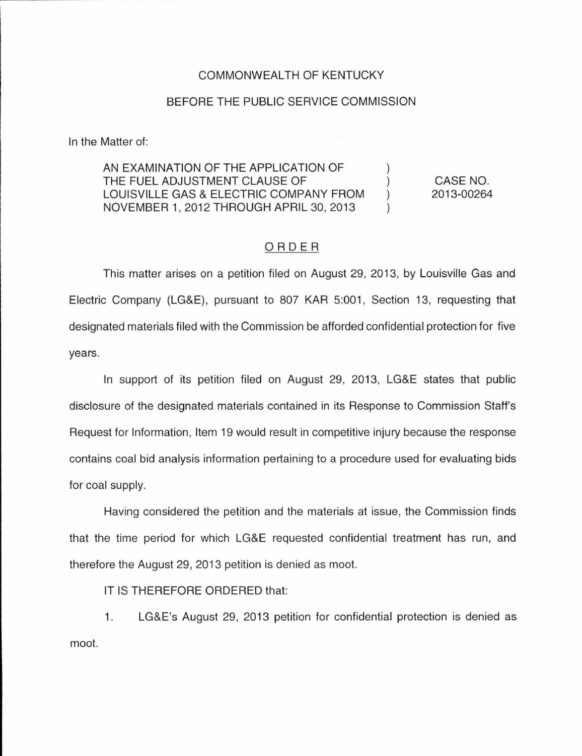COMMONWEALTH OF KENTUCKY

BEFORE THE PUBLIC SERVICE COMMISSION

In the Matter of:

| | | |
|---|---|---|
| AN EXAMINATION OF THE APPLICATION OF THE FUEL ADJUSTMENT CLAUSE OF LOUISVILLE GAS & ELECTRIC COMPANY FROM NOVEMBER 1, 2012 THROUGH APRIL 30, 2013 | ) ) ) ) | CASE NO. 2013-00264 |

## ORDER

This matter arises on a petition filed on August 29, 2013, by Louisville Gas and Electric Company (LG&E), pursuant to 807 KAR 5:001, Section 13, requesting that designated materials filed with the Commission be afforded confidential protection for five years.

In support of its petition filed on August 29, 2013, LG&E states that public disclosure of the designated materials contained in its Response to Commission Staff's Request for Information, Item 19 would result in competitive injury because the response contains coal bid analysis information pertaining to a procedure used for evaluating bids for coal supply.

Having considered the petition and the materials at issue, the Commission finds that the time period for which LG&E requested confidential treatment has run, and therefore the August 29, 2013 petition is denied as moot.

IT IS THEREFORE ORDERED that:

1. LG&E's August 29, 2013 petition for confidential protection is denied as moot.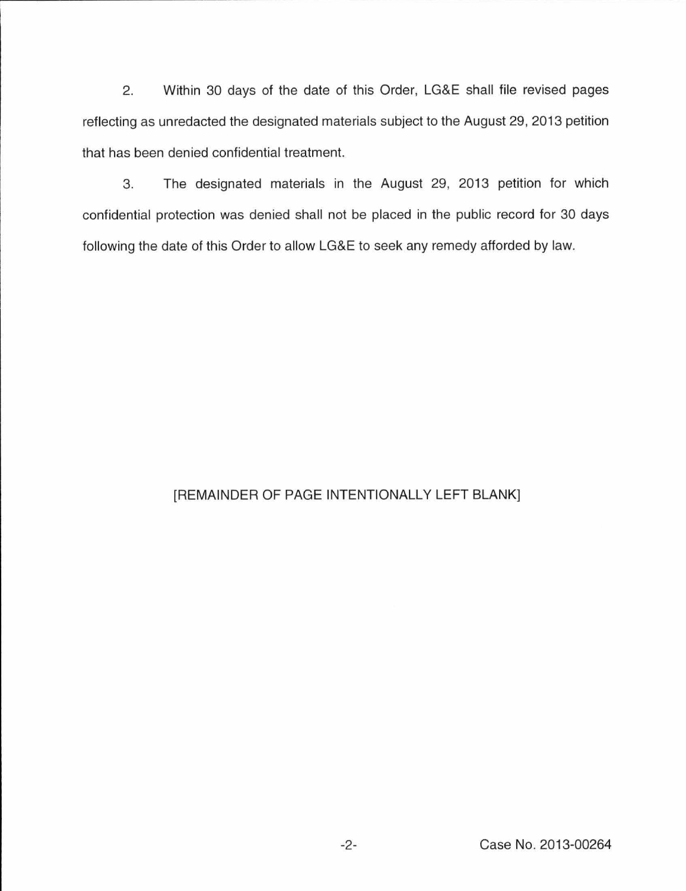2. Within 30 days of the date of this Order, LG&E shall file revised pages reflecting as unredacted the designated materials subject to the August 29, 2013 petition that has been denied confidential treatment.

3. The designated materials in the August 29, 2013 petition for which confidential protection was denied shall not be placed in the public record for 30 days following the date of this Order to allow LG&E to seek any remedy afforded by law.

[REMAINDER OF PAGE INTENTIONALLY LEFT BLANK]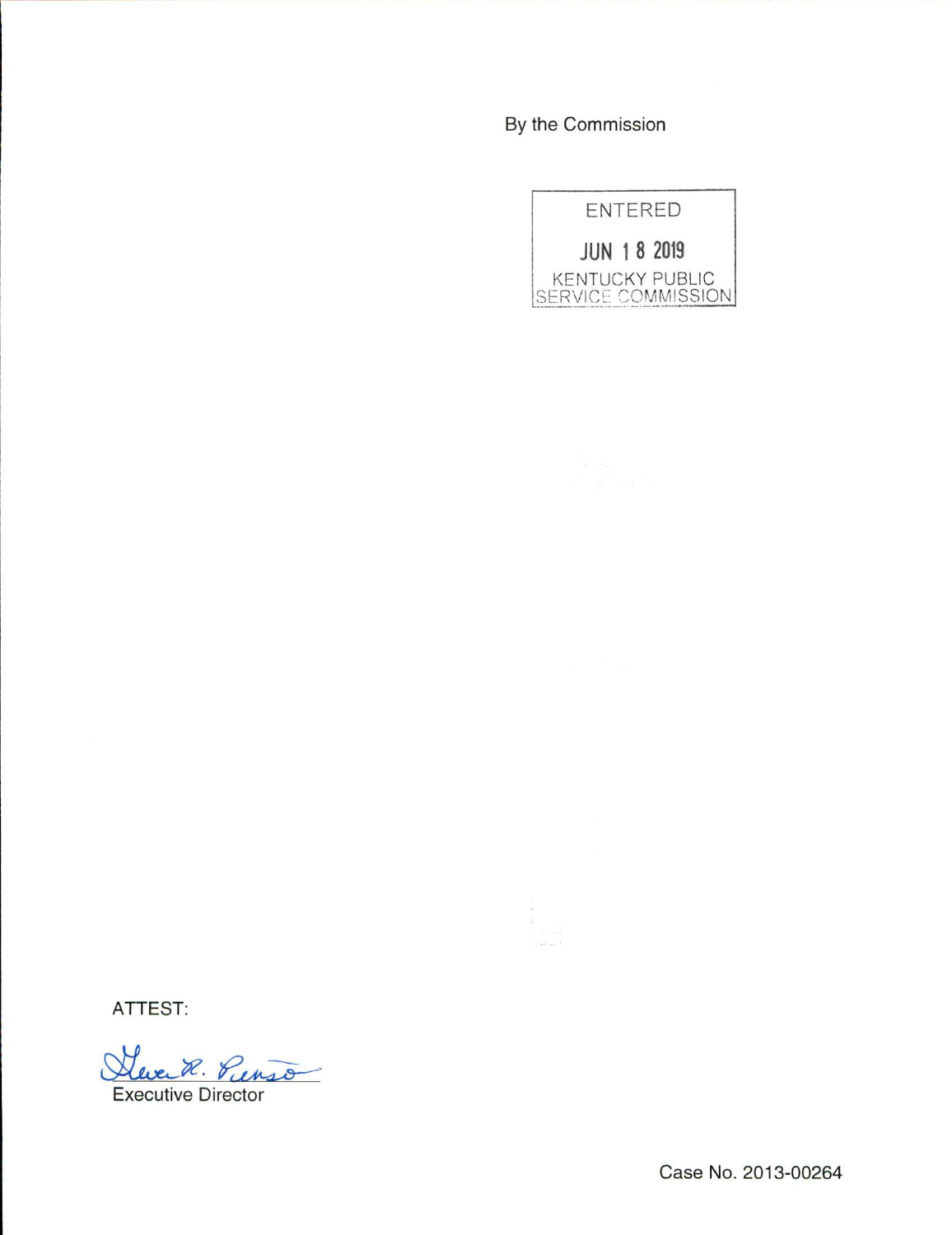By the Commission

ENTERED

JUN 18 2019

KENTUCKY PUBLIC SERVICE COMMISSION

ATTEST:

Executive Director

Case No. 2013-00264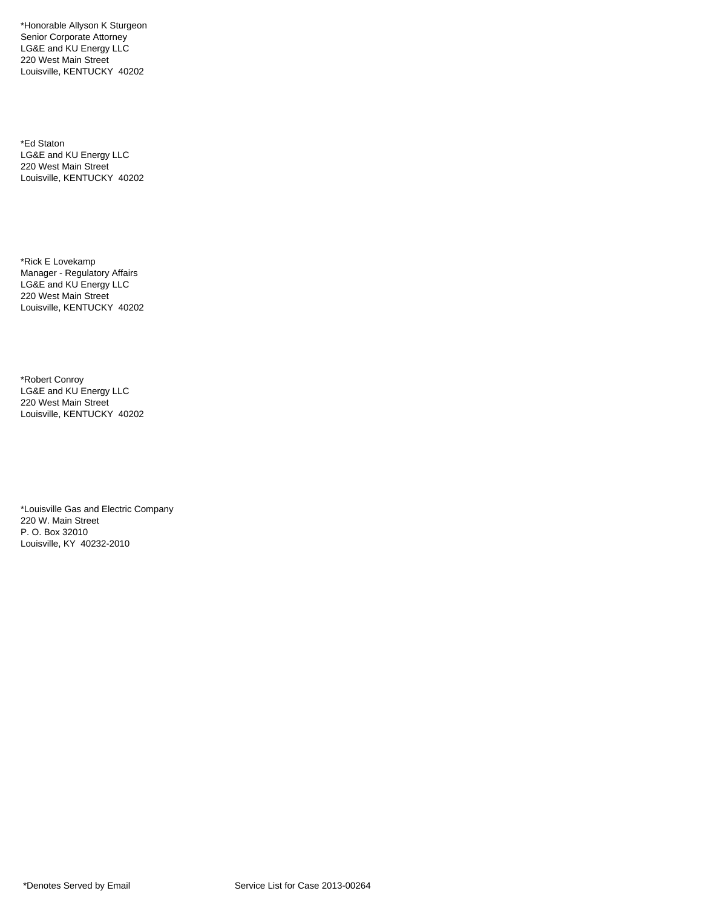*Honorable Allyson K Sturgeon
Senior Corporate Attorney
LG&E and KU Energy LLC
220 West Main Street
Louisville, KENTUCKY  40202

*Ed Staton
LG&E and KU Energy LLC
220 West Main Street
Louisville, KENTUCKY  40202

*Rick E Lovekamp
Manager - Regulatory Affairs
LG&E and KU Energy LLC
220 West Main Street
Louisville, KENTUCKY  40202

*Robert Conroy
LG&E and KU Energy LLC
220 West Main Street
Louisville, KENTUCKY  40202

*Louisville Gas and Electric Company
220 W. Main Street
P. O. Box 32010
Louisville, KY  40232-2010

*Denotes Served by Email

Service List for Case 2013-00264